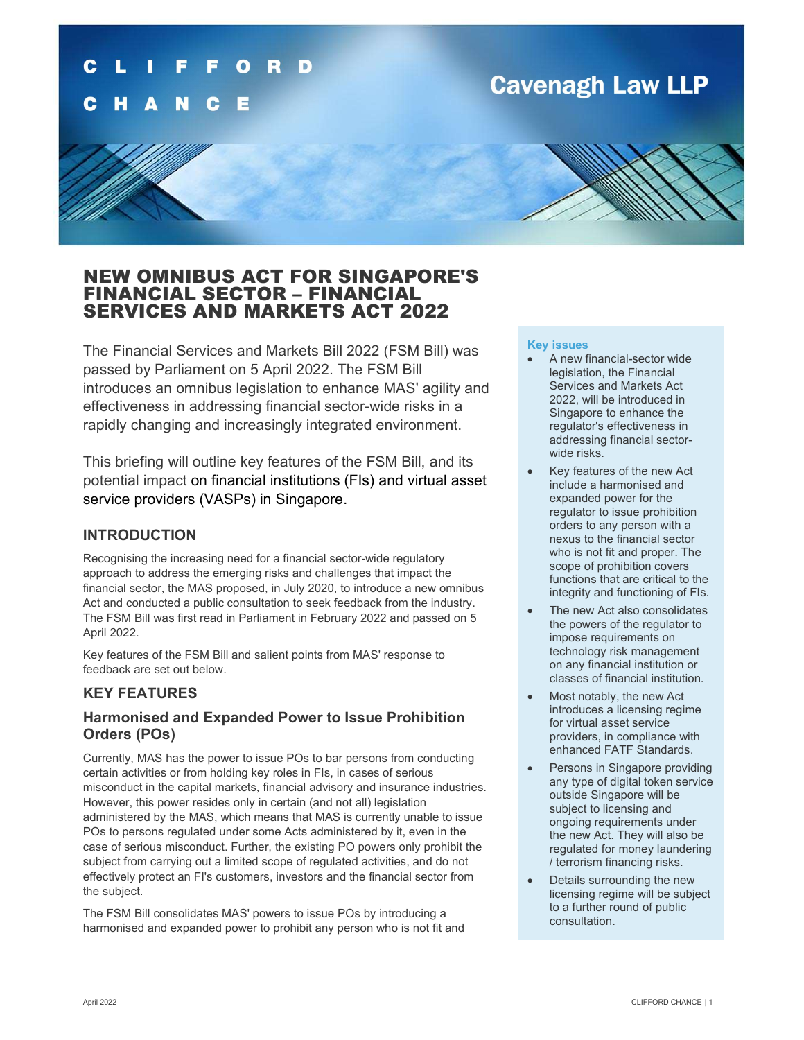CLIFFORD CHANCE

Cavenagh Law LLP

# NEW OMNIBUS ACT FOR SINGAPORE'S FINANCIAL SECTOR – FINANCIAL SERVICES AND MARKETS ACT 2022

The Financial Services and Markets Bill 2022 (FSM Bill) was passed by Parliament on 5 April 2022. The FSM Bill introduces an omnibus legislation to enhance MAS' agility and effectiveness in addressing financial sector-wide risks in a rapidly changing and increasingly integrated environment.

This briefing will outline key features of the FSM Bill, and its potential impact on financial institutions (FIs) and virtual asset service providers (VASPs) in Singapore.

**Key issues**

- A new financial-sector wide legislation, the Financial Services and Markets Act 2022, will be introduced in Singapore to enhance the regulator's effectiveness in addressing financial sector-wide risks.
- Key features of the new Act include a harmonised and expanded power for the regulator to issue prohibition orders to any person with a nexus to the financial sector who is not fit and proper. The scope of prohibition covers functions that are critical to the integrity and functioning of FIs.
- The new Act also consolidates the powers of the regulator to impose requirements on technology risk management on any financial institution or classes of financial institution.
- Most notably, the new Act introduces a licensing regime for virtual asset service providers, in compliance with enhanced FATF Standards.
- Persons in Singapore providing any type of digital token service outside Singapore will be subject to licensing and ongoing requirements under the new Act. They will also be regulated for money laundering / terrorism financing risks.
- Details surrounding the new licensing regime will be subject to a further round of public consultation.

## INTRODUCTION

Recognising the increasing need for a financial sector-wide regulatory approach to address the emerging risks and challenges that impact the financial sector, the MAS proposed, in July 2020, to introduce a new omnibus Act and conducted a public consultation to seek feedback from the industry. The FSM Bill was first read in Parliament in February 2022 and passed on 5 April 2022.

Key features of the FSM Bill and salient points from MAS' response to feedback are set out below.

## KEY FEATURES

### Harmonised and Expanded Power to Issue Prohibition Orders (POs)

Currently, MAS has the power to issue POs to bar persons from conducting certain activities or from holding key roles in FIs, in cases of serious misconduct in the capital markets, financial advisory and insurance industries. However, this power resides only in certain (and not all) legislation administered by the MAS, which means that MAS is currently unable to issue POs to persons regulated under some Acts administered by it, even in the case of serious misconduct. Further, the existing PO powers only prohibit the subject from carrying out a limited scope of regulated activities, and do not effectively protect an FI's customers, investors and the financial sector from the subject.

The FSM Bill consolidates MAS' powers to issue POs by introducing a harmonised and expanded power to prohibit any person who is not fit and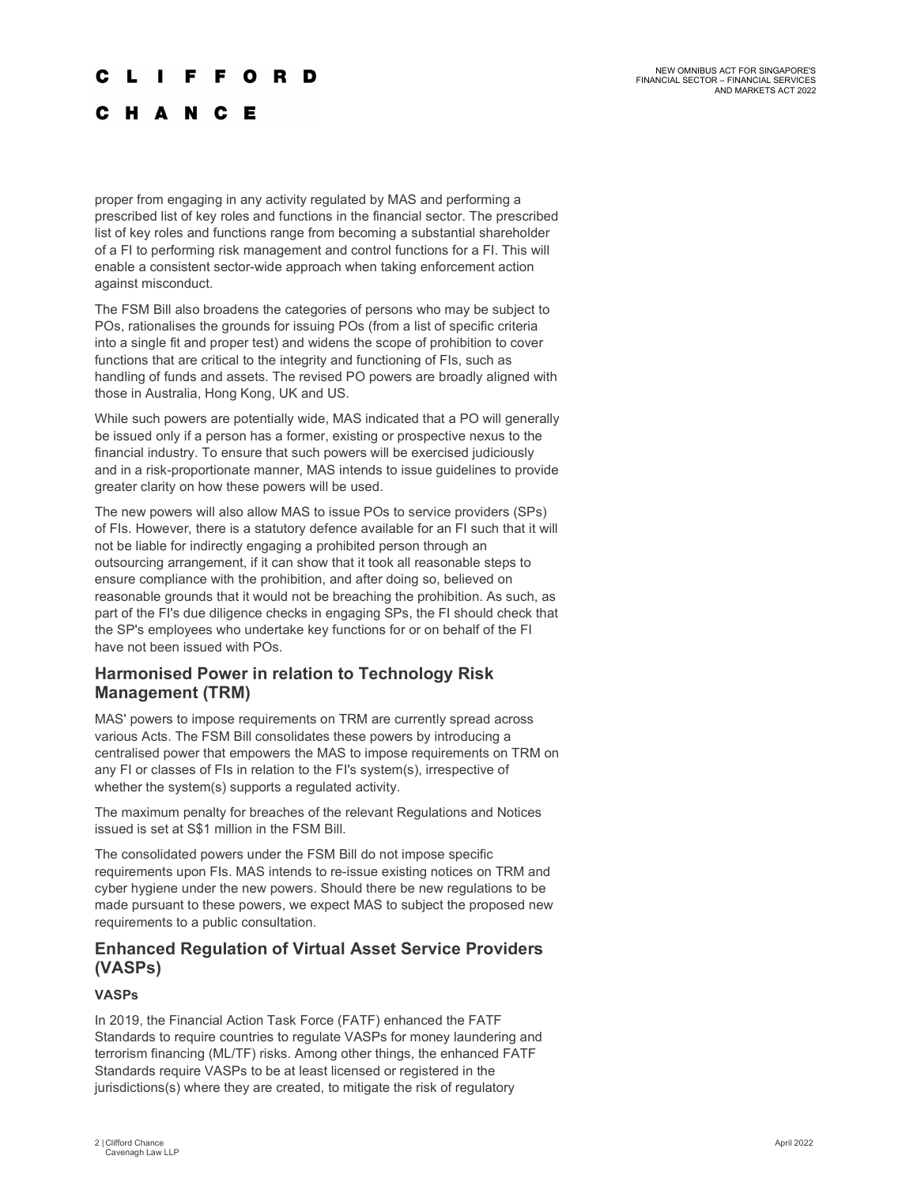proper from engaging in any activity regulated by MAS and performing a prescribed list of key roles and functions in the financial sector. The prescribed list of key roles and functions range from becoming a substantial shareholder of a FI to performing risk management and control functions for a FI. This will enable a consistent sector-wide approach when taking enforcement action against misconduct.

The FSM Bill also broadens the categories of persons who may be subject to POs, rationalises the grounds for issuing POs (from a list of specific criteria into a single fit and proper test) and widens the scope of prohibition to cover functions that are critical to the integrity and functioning of FIs, such as handling of funds and assets. The revised PO powers are broadly aligned with those in Australia, Hong Kong, UK and US.

While such powers are potentially wide, MAS indicated that a PO will generally be issued only if a person has a former, existing or prospective nexus to the financial industry. To ensure that such powers will be exercised judiciously and in a risk-proportionate manner, MAS intends to issue guidelines to provide greater clarity on how these powers will be used.

The new powers will also allow MAS to issue POs to service providers (SPs) of FIs. However, there is a statutory defence available for an FI such that it will not be liable for indirectly engaging a prohibited person through an outsourcing arrangement, if it can show that it took all reasonable steps to ensure compliance with the prohibition, and after doing so, believed on reasonable grounds that it would not be breaching the prohibition. As such, as part of the FI's due diligence checks in engaging SPs, the FI should check that the SP's employees who undertake key functions for or on behalf of the FI have not been issued with POs.

## Harmonised Power in relation to Technology Risk Management (TRM)

MAS' powers to impose requirements on TRM are currently spread across various Acts. The FSM Bill consolidates these powers by introducing a centralised power that empowers the MAS to impose requirements on TRM on any FI or classes of FIs in relation to the FI's system(s), irrespective of whether the system(s) supports a regulated activity.

The maximum penalty for breaches of the relevant Regulations and Notices issued is set at S$1 million in the FSM Bill.

The consolidated powers under the FSM Bill do not impose specific requirements upon FIs. MAS intends to re-issue existing notices on TRM and cyber hygiene under the new powers. Should there be new regulations to be made pursuant to these powers, we expect MAS to subject the proposed new requirements to a public consultation.

## Enhanced Regulation of Virtual Asset Service Providers (VASPs)

### VASPs

In 2019, the Financial Action Task Force (FATF) enhanced the FATF Standards to require countries to regulate VASPs for money laundering and terrorism financing (ML/TF) risks. Among other things, the enhanced FATF Standards require VASPs to be at least licensed or registered in the jurisdictions(s) where they are created, to mitigate the risk of regulatory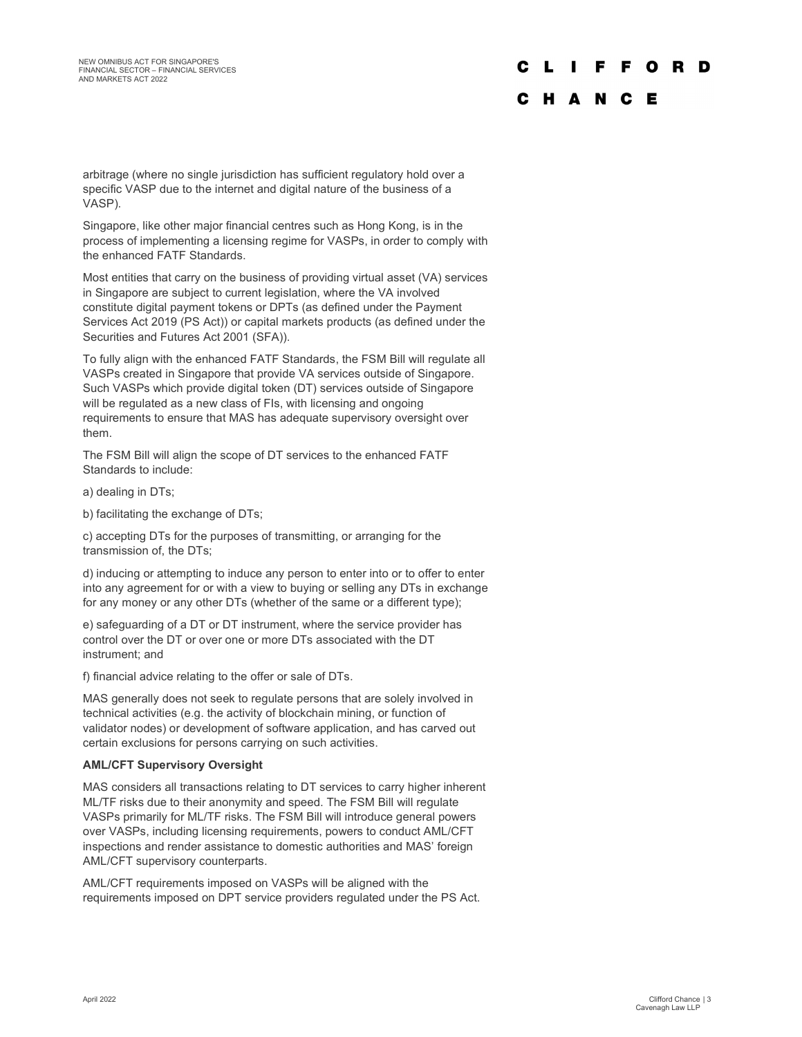arbitrage (where no single jurisdiction has sufficient regulatory hold over a specific VASP due to the internet and digital nature of the business of a VASP).

Singapore, like other major financial centres such as Hong Kong, is in the process of implementing a licensing regime for VASPs, in order to comply with the enhanced FATF Standards.

Most entities that carry on the business of providing virtual asset (VA) services in Singapore are subject to current legislation, where the VA involved constitute digital payment tokens or DPTs (as defined under the Payment Services Act 2019 (PS Act)) or capital markets products (as defined under the Securities and Futures Act 2001 (SFA)).

To fully align with the enhanced FATF Standards, the FSM Bill will regulate all VASPs created in Singapore that provide VA services outside of Singapore. Such VASPs which provide digital token (DT) services outside of Singapore will be regulated as a new class of FIs, with licensing and ongoing requirements to ensure that MAS has adequate supervisory oversight over them.

The FSM Bill will align the scope of DT services to the enhanced FATF Standards to include:

a) dealing in DTs;

b) facilitating the exchange of DTs;

c) accepting DTs for the purposes of transmitting, or arranging for the transmission of, the DTs;

d) inducing or attempting to induce any person to enter into or to offer to enter into any agreement for or with a view to buying or selling any DTs in exchange for any money or any other DTs (whether of the same or a different type);

e) safeguarding of a DT or DT instrument, where the service provider has control over the DT or over one or more DTs associated with the DT instrument; and

f) financial advice relating to the offer or sale of DTs.

MAS generally does not seek to regulate persons that are solely involved in technical activities (e.g. the activity of blockchain mining, or function of validator nodes) or development of software application, and has carved out certain exclusions for persons carrying on such activities.

**AML/CFT Supervisory Oversight**

MAS considers all transactions relating to DT services to carry higher inherent ML/TF risks due to their anonymity and speed. The FSM Bill will regulate VASPs primarily for ML/TF risks. The FSM Bill will introduce general powers over VASPs, including licensing requirements, powers to conduct AML/CFT inspections and render assistance to domestic authorities and MAS' foreign AML/CFT supervisory counterparts.

AML/CFT requirements imposed on VASPs will be aligned with the requirements imposed on DPT service providers regulated under the PS Act.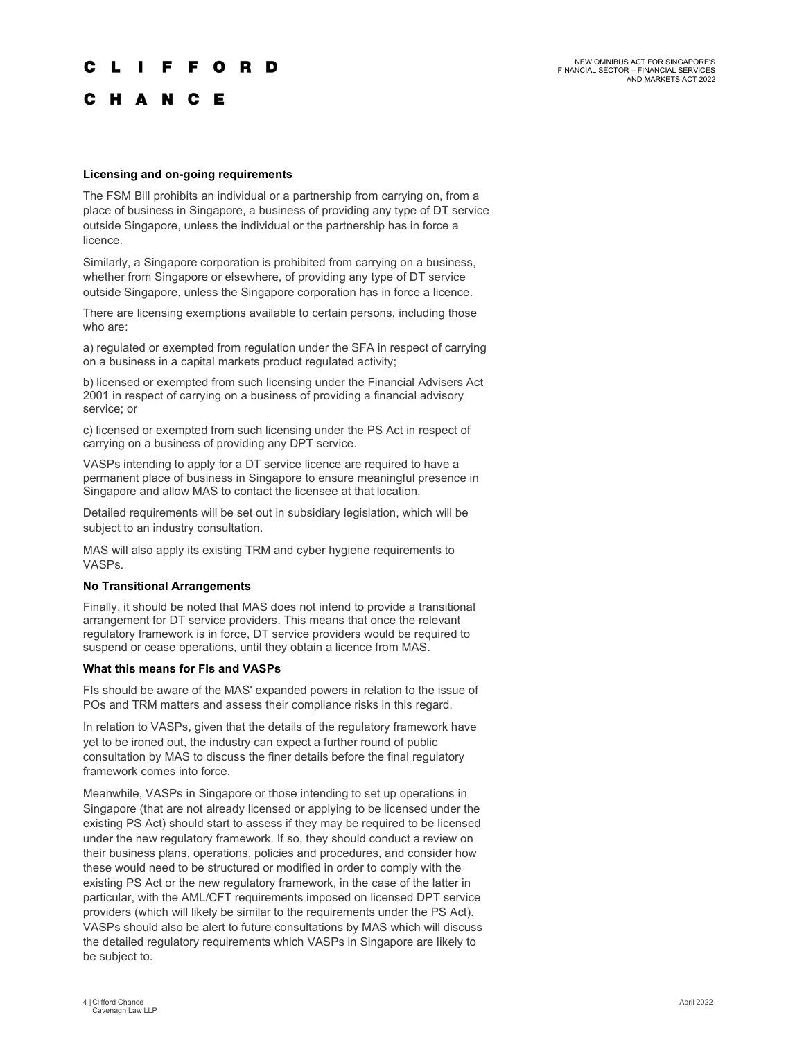### Licensing and on-going requirements

The FSM Bill prohibits an individual or a partnership from carrying on, from a place of business in Singapore, a business of providing any type of DT service outside Singapore, unless the individual or the partnership has in force a licence.

Similarly, a Singapore corporation is prohibited from carrying on a business, whether from Singapore or elsewhere, of providing any type of DT service outside Singapore, unless the Singapore corporation has in force a licence.

There are licensing exemptions available to certain persons, including those who are:

a) regulated or exempted from regulation under the SFA in respect of carrying on a business in a capital markets product regulated activity;

b) licensed or exempted from such licensing under the Financial Advisers Act 2001 in respect of carrying on a business of providing a financial advisory service; or

c) licensed or exempted from such licensing under the PS Act in respect of carrying on a business of providing any DPT service.

VASPs intending to apply for a DT service licence are required to have a permanent place of business in Singapore to ensure meaningful presence in Singapore and allow MAS to contact the licensee at that location.

Detailed requirements will be set out in subsidiary legislation, which will be subject to an industry consultation.

MAS will also apply its existing TRM and cyber hygiene requirements to VASPs.

### No Transitional Arrangements

Finally, it should be noted that MAS does not intend to provide a transitional arrangement for DT service providers. This means that once the relevant regulatory framework is in force, DT service providers would be required to suspend or cease operations, until they obtain a licence from MAS.

### What this means for FIs and VASPs

FIs should be aware of the MAS' expanded powers in relation to the issue of POs and TRM matters and assess their compliance risks in this regard.

In relation to VASPs, given that the details of the regulatory framework have yet to be ironed out, the industry can expect a further round of public consultation by MAS to discuss the finer details before the final regulatory framework comes into force.

Meanwhile, VASPs in Singapore or those intending to set up operations in Singapore (that are not already licensed or applying to be licensed under the existing PS Act) should start to assess if they may be required to be licensed under the new regulatory framework. If so, they should conduct a review on their business plans, operations, policies and procedures, and consider how these would need to be structured or modified in order to comply with the existing PS Act or the new regulatory framework, in the case of the latter in particular, with the AML/CFT requirements imposed on licensed DPT service providers (which will likely be similar to the requirements under the PS Act). VASPs should also be alert to future consultations by MAS which will discuss the detailed regulatory requirements which VASPs in Singapore are likely to be subject to.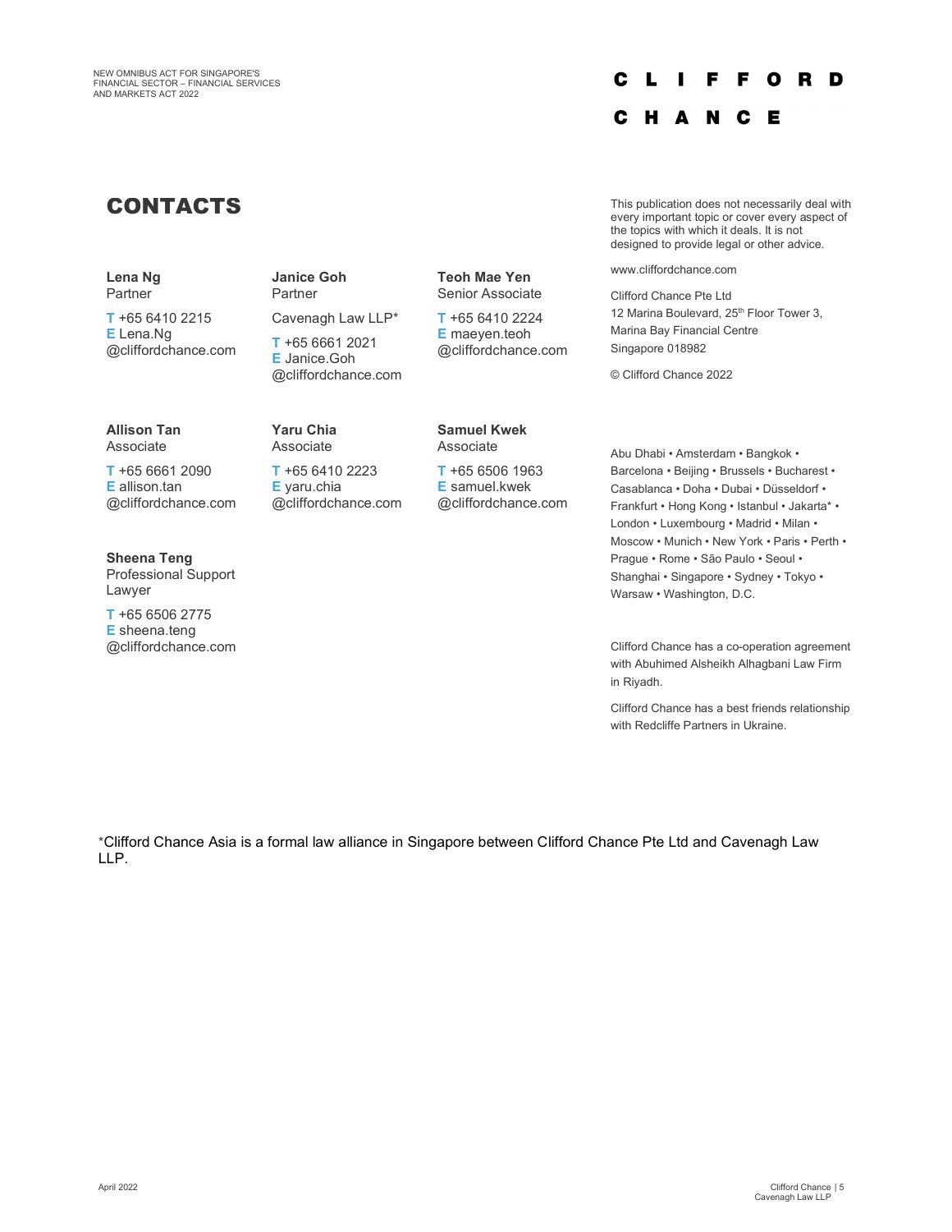# CONTACTS

**Lena Ng**
Partner

T +65 6410 2215
E Lena.Ng@cliffordchance.com

**Janice Goh**
Partner

Cavenagh Law LLP*

T +65 6661 2021
E Janice.Goh@cliffordchance.com

**Teoh Mae Yen**
Senior Associate

T +65 6410 2224
E maeyen.teoh@cliffordchance.com

**Allison Tan**
Associate

T +65 6661 2090
E allison.tan@cliffordchance.com

**Yaru Chia**
Associate

T +65 6410 2223
E yaru.chia@cliffordchance.com

**Samuel Kwek**
Associate

T +65 6506 1963
E samuel.kwek@cliffordchance.com

**Sheena Teng**
Professional Support Lawyer

T +65 6506 2775
E sheena.teng@cliffordchance.com

This publication does not necessarily deal with every important topic or cover every aspect of the topics with which it deals. It is not designed to provide legal or other advice.

www.cliffordchance.com

Clifford Chance Pte Ltd
12 Marina Boulevard, 25th Floor Tower 3,
Marina Bay Financial Centre
Singapore 018982

© Clifford Chance 2022

Abu Dhabi • Amsterdam • Bangkok • Barcelona • Beijing • Brussels • Bucharest • Casablanca • Doha • Dubai • Düsseldorf • Frankfurt • Hong Kong • Istanbul • Jakarta* • London • Luxembourg • Madrid • Milan • Moscow • Munich • New York • Paris • Perth • Prague • Rome • São Paulo • Seoul • Shanghai • Singapore • Sydney • Tokyo • Warsaw • Washington, D.C.

Clifford Chance has a co-operation agreement with Abuhimed Alsheikh Alhagbani Law Firm in Riyadh.

Clifford Chance has a best friends relationship with Redcliffe Partners in Ukraine.

*Clifford Chance Asia is a formal law alliance in Singapore between Clifford Chance Pte Ltd and Cavenagh Law LLP.